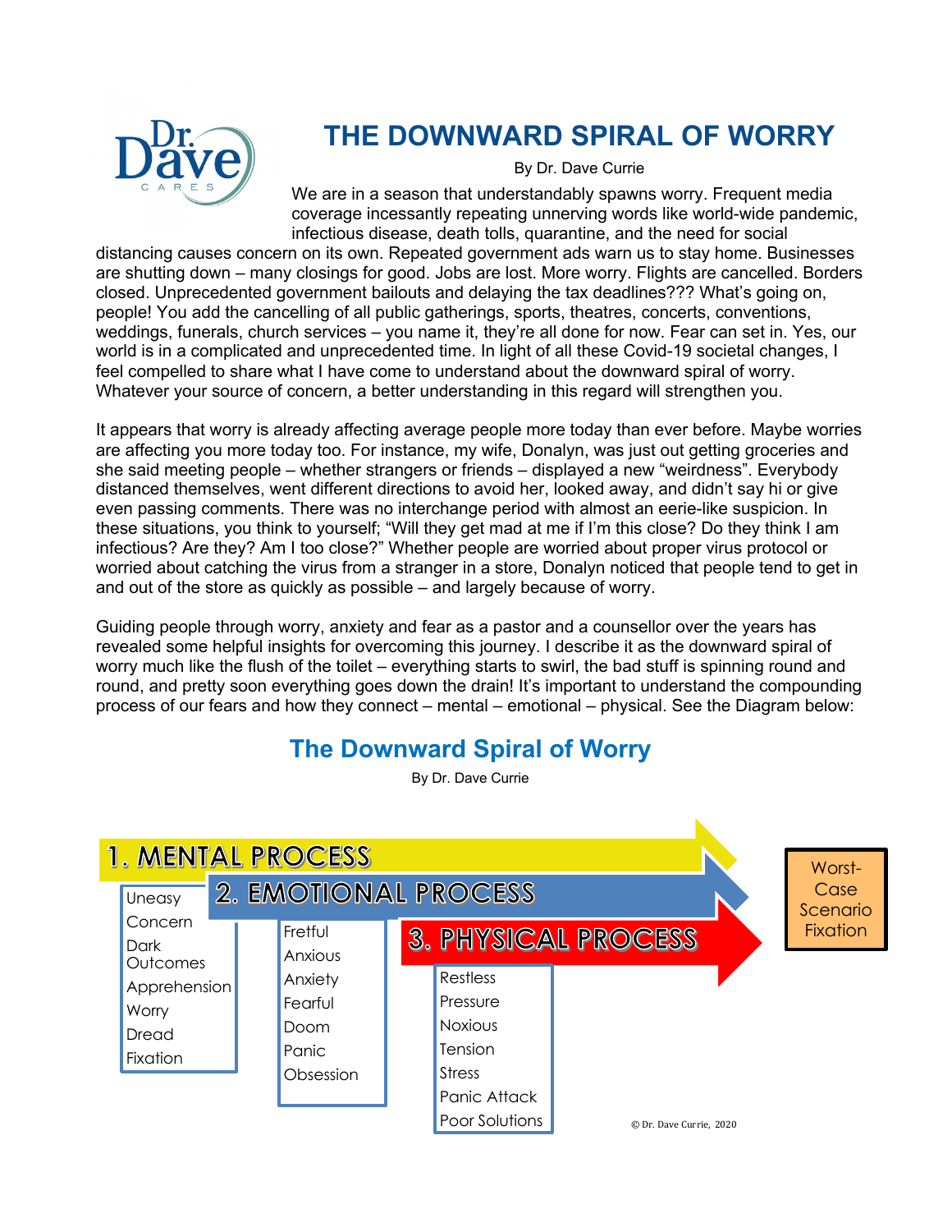# THE DOWNWARD SPIRAL OF WORRY

By Dr. Dave Currie

We are in a season that understandably spawns worry. Frequent media coverage incessantly repeating unnerving words like world-wide pandemic, infectious disease, death tolls, quarantine, and the need for social distancing causes concern on its own. Repeated government ads warn us to stay home. Businesses are shutting down – many closings for good. Jobs are lost. More worry. Flights are cancelled. Borders closed. Unprecedented government bailouts and delaying the tax deadlines??? What's going on, people! You add the cancelling of all public gatherings, sports, theatres, concerts, conventions, weddings, funerals, church services – you name it, they're all done for now. Fear can set in. Yes, our world is in a complicated and unprecedented time. In light of all these Covid-19 societal changes, I feel compelled to share what I have come to understand about the downward spiral of worry. Whatever your source of concern, a better understanding in this regard will strengthen you.

It appears that worry is already affecting average people more today than ever before. Maybe worries are affecting you more today too. For instance, my wife, Donalyn, was just out getting groceries and she said meeting people – whether strangers or friends – displayed a new "weirdness". Everybody distanced themselves, went different directions to avoid her, looked away, and didn't say hi or give even passing comments. There was no interchange period with almost an eerie-like suspicion. In these situations, you think to yourself; "Will they get mad at me if I'm this close? Do they think I am infectious? Are they? Am I too close?" Whether people are worried about proper virus protocol or worried about catching the virus from a stranger in a store, Donalyn noticed that people tend to get in and out of the store as quickly as possible – and largely because of worry.

Guiding people through worry, anxiety and fear as a pastor and a counsellor over the years has revealed some helpful insights for overcoming this journey. I describe it as the downward spiral of worry much like the flush of the toilet – everything starts to swirl, the bad stuff is spinning round and round, and pretty soon everything goes down the drain! It's important to understand the compounding process of our fears and how they connect – mental – emotional – physical. See the Diagram below:

## The Downward Spiral of Worry

By Dr. Dave Currie

| 1. MENTAL PROCESS | 2. EMOTIONAL PROCESS | 3. PHYSICAL PROCESS | → Worst-Case Scenario Fixation |
|---|---|---|---|
| Uneasy | Fretful | Restless | |
| Concern | Anxious | Pressure | |
| Dark Outcomes | Anxiety | Noxious | |
| Apprehension | Fearful | Tension | |
| Worry | Doom | Stress | |
| Dread | Panic | Panic Attack | |
| Fixation | Obsession | Poor Solutions | |

© Dr. Dave Currie, 2020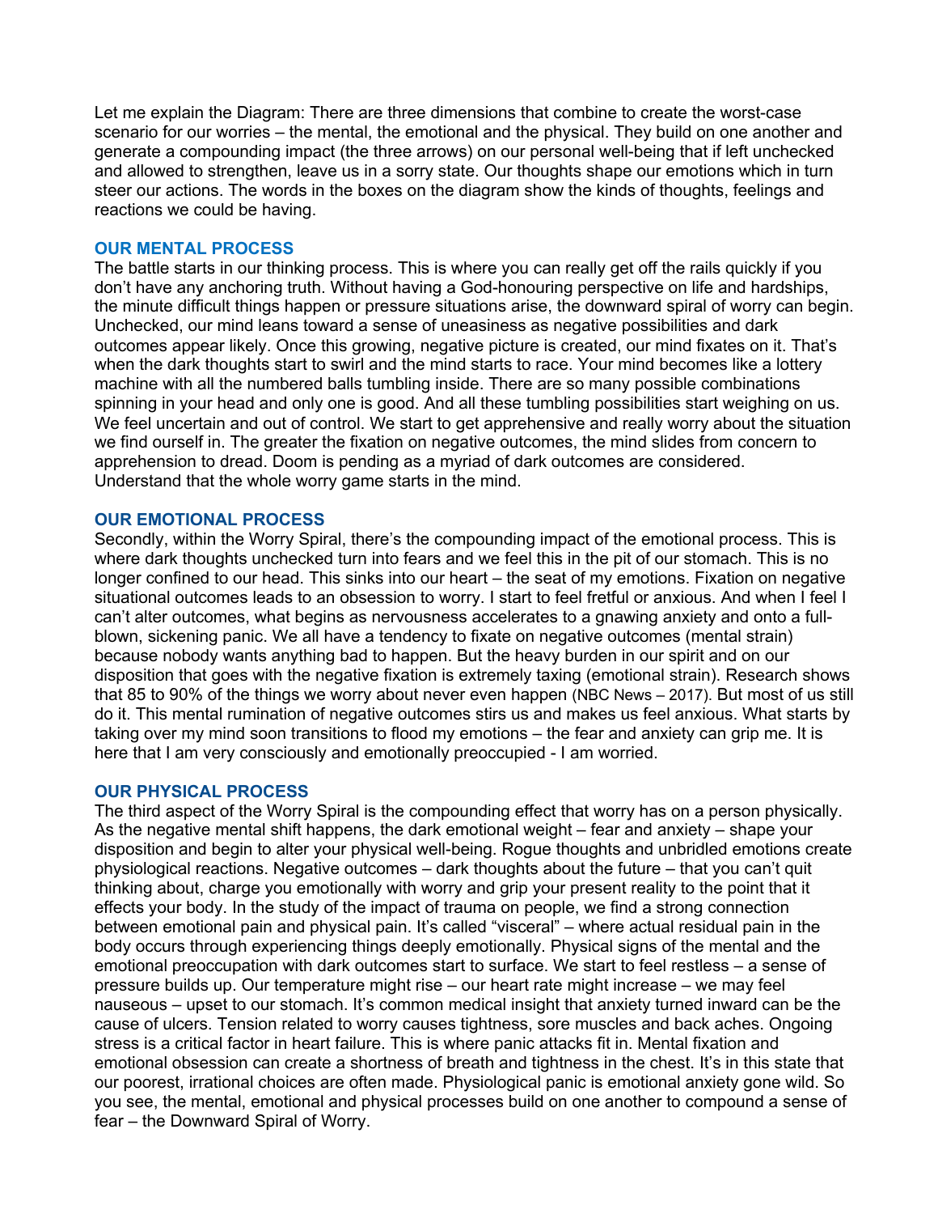Let me explain the Diagram: There are three dimensions that combine to create the worst-case scenario for our worries – the mental, the emotional and the physical. They build on one another and generate a compounding impact (the three arrows) on our personal well-being that if left unchecked and allowed to strengthen, leave us in a sorry state. Our thoughts shape our emotions which in turn steer our actions. The words in the boxes on the diagram show the kinds of thoughts, feelings and reactions we could be having.

### OUR MENTAL PROCESS

The battle starts in our thinking process. This is where you can really get off the rails quickly if you don't have any anchoring truth. Without having a God-honouring perspective on life and hardships, the minute difficult things happen or pressure situations arise, the downward spiral of worry can begin. Unchecked, our mind leans toward a sense of uneasiness as negative possibilities and dark outcomes appear likely. Once this growing, negative picture is created, our mind fixates on it. That's when the dark thoughts start to swirl and the mind starts to race. Your mind becomes like a lottery machine with all the numbered balls tumbling inside. There are so many possible combinations spinning in your head and only one is good. And all these tumbling possibilities start weighing on us. We feel uncertain and out of control. We start to get apprehensive and really worry about the situation we find ourself in. The greater the fixation on negative outcomes, the mind slides from concern to apprehension to dread. Doom is pending as a myriad of dark outcomes are considered. Understand that the whole worry game starts in the mind.

### OUR EMOTIONAL PROCESS

Secondly, within the Worry Spiral, there's the compounding impact of the emotional process. This is where dark thoughts unchecked turn into fears and we feel this in the pit of our stomach. This is no longer confined to our head. This sinks into our heart – the seat of my emotions. Fixation on negative situational outcomes leads to an obsession to worry. I start to feel fretful or anxious. And when I feel I can't alter outcomes, what begins as nervousness accelerates to a gnawing anxiety and onto a full-blown, sickening panic. We all have a tendency to fixate on negative outcomes (mental strain) because nobody wants anything bad to happen. But the heavy burden in our spirit and on our disposition that goes with the negative fixation is extremely taxing (emotional strain). Research shows that 85 to 90% of the things we worry about never even happen (NBC News – 2017). But most of us still do it. This mental rumination of negative outcomes stirs us and makes us feel anxious. What starts by taking over my mind soon transitions to flood my emotions – the fear and anxiety can grip me. It is here that I am very consciously and emotionally preoccupied - I am worried.

### OUR PHYSICAL PROCESS

The third aspect of the Worry Spiral is the compounding effect that worry has on a person physically. As the negative mental shift happens, the dark emotional weight – fear and anxiety – shape your disposition and begin to alter your physical well-being. Rogue thoughts and unbridled emotions create physiological reactions. Negative outcomes – dark thoughts about the future – that you can't quit thinking about, charge you emotionally with worry and grip your present reality to the point that it effects your body. In the study of the impact of trauma on people, we find a strong connection between emotional pain and physical pain. It's called "visceral" – where actual residual pain in the body occurs through experiencing things deeply emotionally. Physical signs of the mental and the emotional preoccupation with dark outcomes start to surface. We start to feel restless – a sense of pressure builds up. Our temperature might rise – our heart rate might increase – we may feel nauseous – upset to our stomach. It's common medical insight that anxiety turned inward can be the cause of ulcers. Tension related to worry causes tightness, sore muscles and back aches. Ongoing stress is a critical factor in heart failure. This is where panic attacks fit in. Mental fixation and emotional obsession can create a shortness of breath and tightness in the chest. It's in this state that our poorest, irrational choices are often made. Physiological panic is emotional anxiety gone wild. So you see, the mental, emotional and physical processes build on one another to compound a sense of fear – the Downward Spiral of Worry.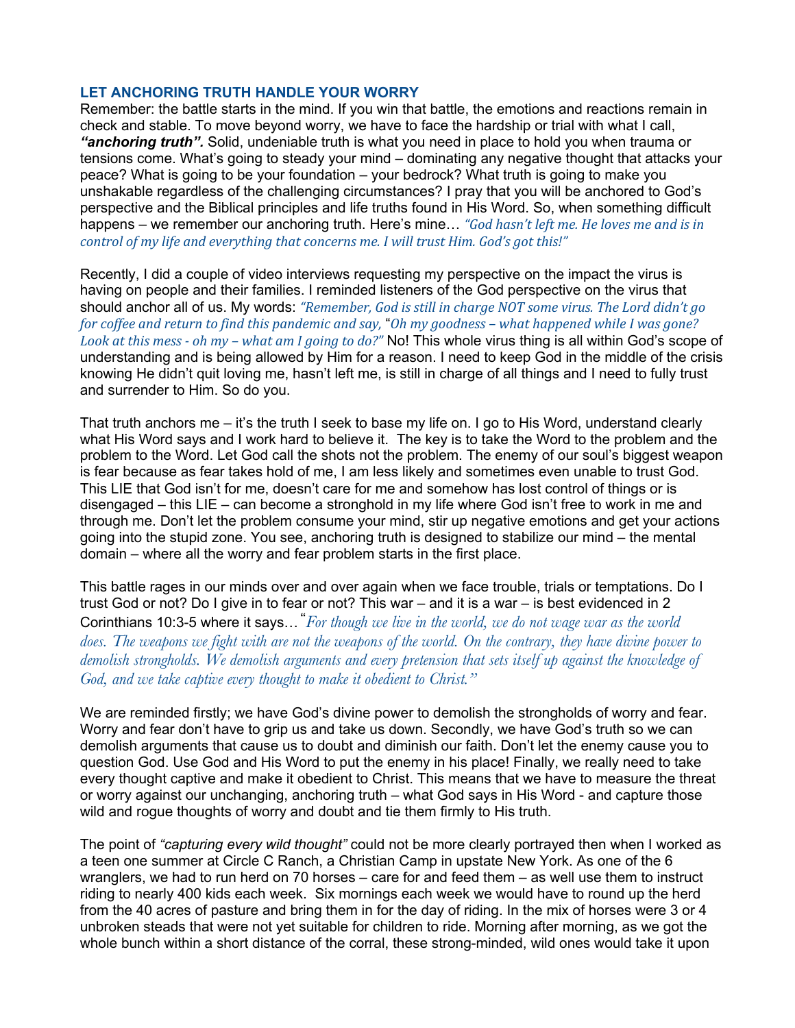## LET ANCHORING TRUTH HANDLE YOUR WORRY

Remember: the battle starts in the mind. If you win that battle, the emotions and reactions remain in check and stable. To move beyond worry, we have to face the hardship or trial with what I call, ***"anchoring truth".*** Solid, undeniable truth is what you need in place to hold you when trauma or tensions come. What's going to steady your mind – dominating any negative thought that attacks your peace? What is going to be your foundation – your bedrock? What truth is going to make you unshakable regardless of the challenging circumstances? I pray that you will be anchored to God's perspective and the Biblical principles and life truths found in His Word. So, when something difficult happens – we remember our anchoring truth. Here's mine… *"God hasn't left me. He loves me and is in control of my life and everything that concerns me. I will trust Him. God's got this!"*

Recently, I did a couple of video interviews requesting my perspective on the impact the virus is having on people and their families. I reminded listeners of the God perspective on the virus that should anchor all of us. My words: *"Remember, God is still in charge NOT some virus. The Lord didn't go for coffee and return to find this pandemic and say, "Oh my goodness – what happened while I was gone? Look at this mess - oh my – what am I going to do?"* No! This whole virus thing is all within God's scope of understanding and is being allowed by Him for a reason. I need to keep God in the middle of the crisis knowing He didn't quit loving me, hasn't left me, is still in charge of all things and I need to fully trust and surrender to Him. So do you.

That truth anchors me – it's the truth I seek to base my life on. I go to His Word, understand clearly what His Word says and I work hard to believe it. The key is to take the Word to the problem and the problem to the Word. Let God call the shots not the problem. The enemy of our soul's biggest weapon is fear because as fear takes hold of me, I am less likely and sometimes even unable to trust God. This LIE that God isn't for me, doesn't care for me and somehow has lost control of things or is disengaged – this LIE – can become a stronghold in my life where God isn't free to work in me and through me. Don't let the problem consume your mind, stir up negative emotions and get your actions going into the stupid zone. You see, anchoring truth is designed to stabilize our mind – the mental domain – where all the worry and fear problem starts in the first place.

This battle rages in our minds over and over again when we face trouble, trials or temptations. Do I trust God or not? Do I give in to fear or not? This war – and it is a war – is best evidenced in 2 Corinthians 10:3-5 where it says…*"For though we live in the world, we do not wage war as the world does. The weapons we fight with are not the weapons of the world. On the contrary, they have divine power to demolish strongholds. We demolish arguments and every pretension that sets itself up against the knowledge of God, and we take captive every thought to make it obedient to Christ."*

We are reminded firstly; we have God's divine power to demolish the strongholds of worry and fear. Worry and fear don't have to grip us and take us down. Secondly, we have God's truth so we can demolish arguments that cause us to doubt and diminish our faith. Don't let the enemy cause you to question God. Use God and His Word to put the enemy in his place! Finally, we really need to take every thought captive and make it obedient to Christ. This means that we have to measure the threat or worry against our unchanging, anchoring truth – what God says in His Word - and capture those wild and rogue thoughts of worry and doubt and tie them firmly to His truth.

The point of *"capturing every wild thought"* could not be more clearly portrayed then when I worked as a teen one summer at Circle C Ranch, a Christian Camp in upstate New York. As one of the 6 wranglers, we had to run herd on 70 horses – care for and feed them – as well use them to instruct riding to nearly 400 kids each week. Six mornings each week we would have to round up the herd from the 40 acres of pasture and bring them in for the day of riding. In the mix of horses were 3 or 4 unbroken steads that were not yet suitable for children to ride. Morning after morning, as we got the whole bunch within a short distance of the corral, these strong-minded, wild ones would take it upon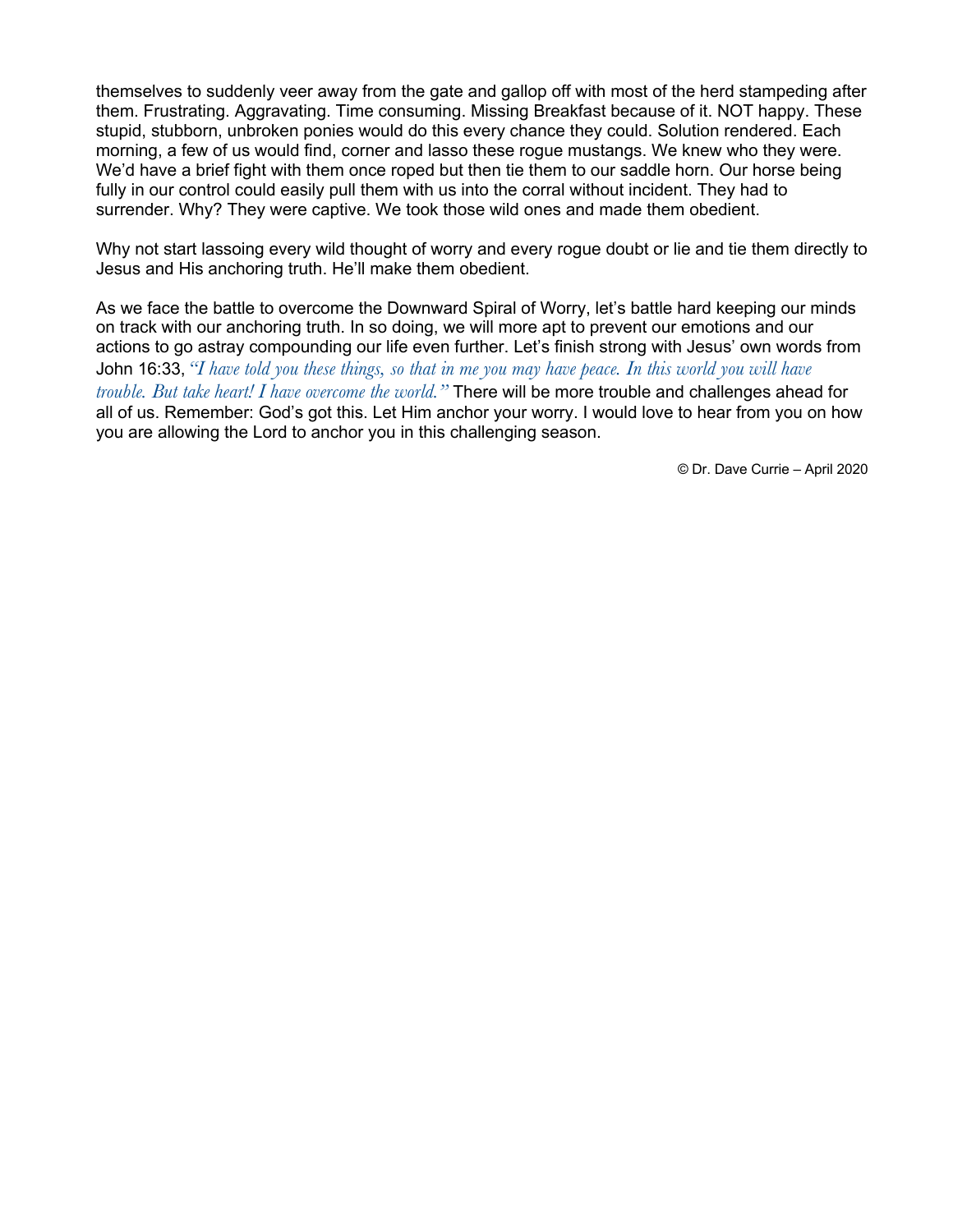themselves to suddenly veer away from the gate and gallop off with most of the herd stampeding after them. Frustrating. Aggravating. Time consuming. Missing Breakfast because of it. NOT happy. These stupid, stubborn, unbroken ponies would do this every chance they could. Solution rendered. Each morning, a few of us would find, corner and lasso these rogue mustangs. We knew who they were. We'd have a brief fight with them once roped but then tie them to our saddle horn. Our horse being fully in our control could easily pull them with us into the corral without incident. They had to surrender. Why? They were captive. We took those wild ones and made them obedient.

Why not start lassoing every wild thought of worry and every rogue doubt or lie and tie them directly to Jesus and His anchoring truth. He'll make them obedient.

As we face the battle to overcome the Downward Spiral of Worry, let's battle hard keeping our minds on track with our anchoring truth. In so doing, we will more apt to prevent our emotions and our actions to go astray compounding our life even further. Let's finish strong with Jesus' own words from John 16:33, *"I have told you these things, so that in me you may have peace. In this world you will have trouble. But take heart! I have overcome the world."* There will be more trouble and challenges ahead for all of us. Remember: God's got this. Let Him anchor your worry. I would love to hear from you on how you are allowing the Lord to anchor you in this challenging season.

© Dr. Dave Currie – April 2020